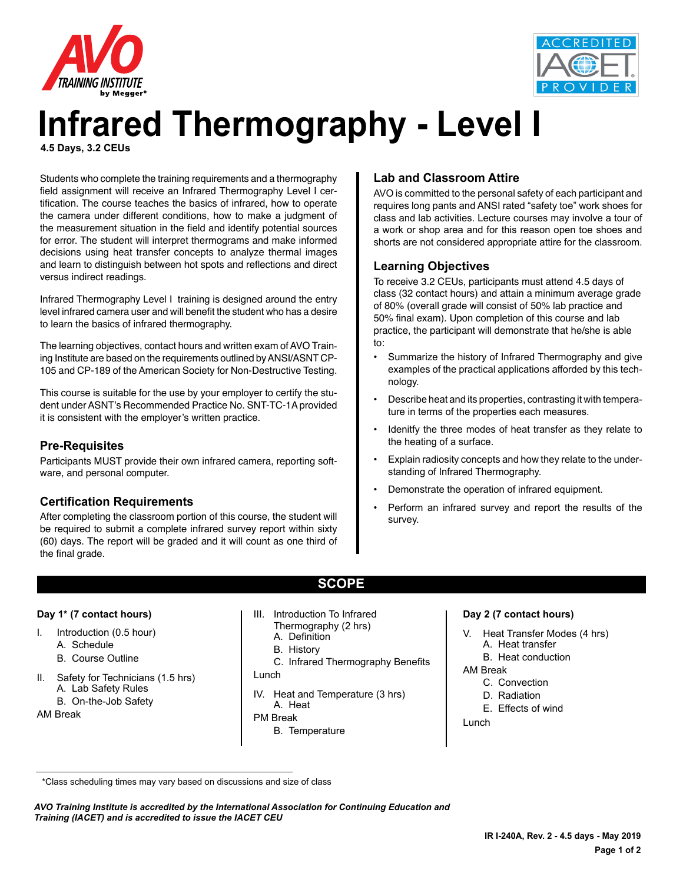# Infrared Thermography - Level I

**4.5 Days, 3.2 CEUs**

Students who complete the training requirements and a thermography field assignment will receive an Infrared Thermography Level I certification. The course teaches the basics of infrared, how to operate the camera under different conditions, how to make a judgment of the measurement situation in the field and identify potential sources for error. The student will interpret thermograms and make informed decisions using heat transfer concepts to analyze thermal images and learn to distinguish between hot spots and reflections and direct versus indirect readings.

Infrared Thermography Level I training is designed around the entry level infrared camera user and will benefit the student who has a desire to learn the basics of infrared thermography.

The learning objectives, contact hours and written exam of AVO Training Institute are based on the requirements outlined by ANSI/ASNT CP-105 and CP-189 of the American Society for Non-Destructive Testing.

This course is suitable for the use by your employer to certify the student under ASNT's Recommended Practice No. SNT-TC-1A provided it is consistent with the employer's written practice.

## Pre-Requisites

Participants MUST provide their own infrared camera, reporting software, and personal computer.

## Certification Requirements

After completing the classroom portion of this course, the student will be required to submit a complete infrared survey report within sixty (60) days. The report will be graded and it will count as one third of the final grade.

## Lab and Classroom Attire

AVO is committed to the personal safety of each participant and requires long pants and ANSI rated "safety toe" work shoes for class and lab activities. Lecture courses may involve a tour of a work or shop area and for this reason open toe shoes and shorts are not considered appropriate attire for the classroom.

## Learning Objectives

To receive 3.2 CEUs, participants must attend 4.5 days of class (32 contact hours) and attain a minimum average grade of 80% (overall grade will consist of 50% lab practice and 50% final exam). Upon completion of this course and lab practice, the participant will demonstrate that he/she is able to:

- Summarize the history of Infrared Thermography and give examples of the practical applications afforded by this technology.
- Describe heat and its properties, contrasting it with temperature in terms of the properties each measures.
- Idenitfy the three modes of heat transfer as they relate to the heating of a surface.
- Explain radiosity concepts and how they relate to the understanding of Infrared Thermography.
- Demonstrate the operation of infrared equipment.
- Perform an infrared survey and report the results of the survey.

## SCOPE

**Day 1\* (7 contact hours)**

I. Introduction (0.5 hour)
   - A. Schedule
   - B. Course Outline

II. Safety for Technicians (1.5 hrs)
   - A. Lab Safety Rules
   - B. On-the-Job Safety

AM Break

III. Introduction To Infrared Thermography (2 hrs)
   - A. Definition
   - B. History
   - C. Infrared Thermography Benefits

Lunch

IV. Heat and Temperature (3 hrs)
   - A. Heat

PM Break
   - B. Temperature

**Day 2 (7 contact hours)**

V. Heat Transfer Modes (4 hrs)
   - A. Heat transfer
   - B. Heat conduction

AM Break
   - C. Convection
   - D. Radiation
   - E. Effects of wind

Lunch

\*Class scheduling times may vary based on discussions and size of class

*AVO Training Institute is accredited by the International Association for Continuing Education and Training (IACET) and is accredited to issue the IACET CEU*

**IR I-240A, Rev. 2 - 4.5 days - May 2019**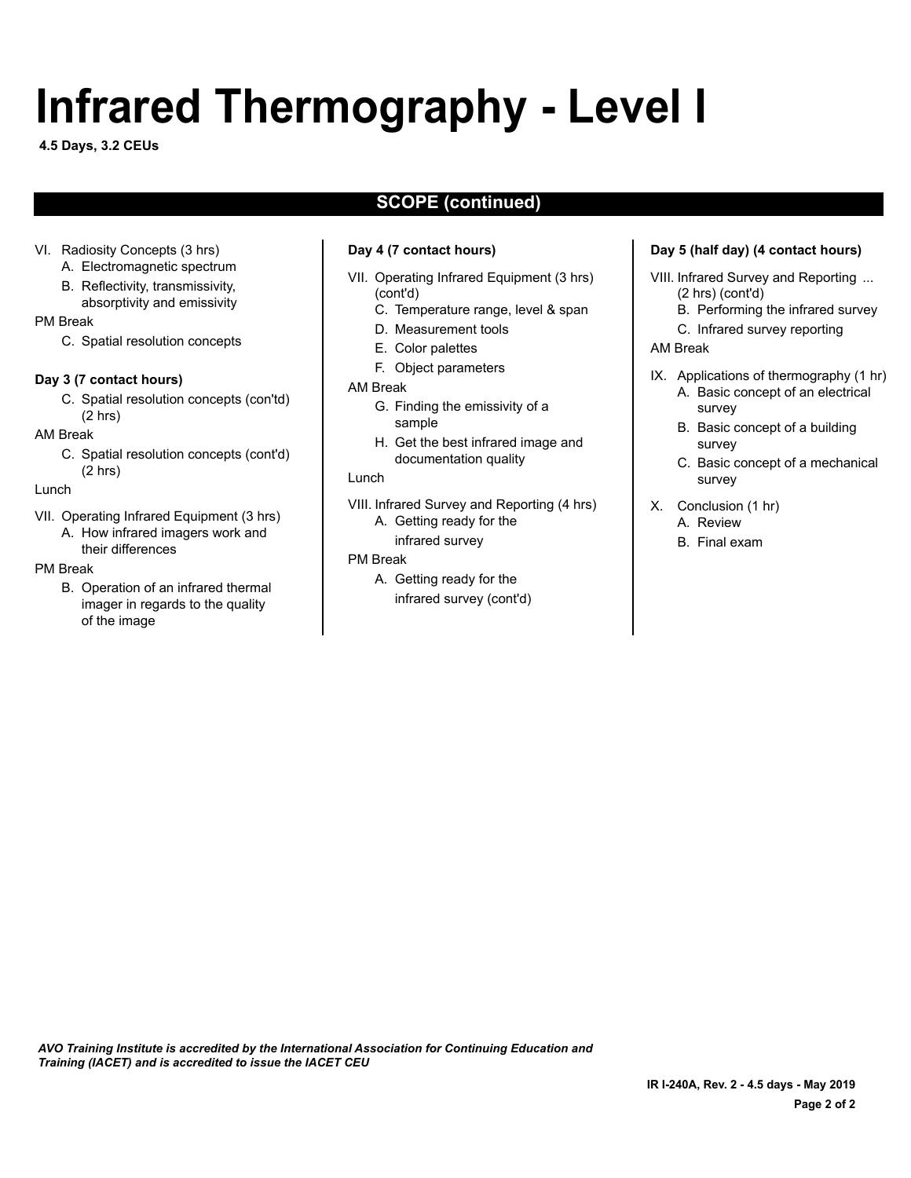# Infrared Thermography - Level I

**4.5 Days, 3.2 CEUs**

## SCOPE (continued)

VI. Radiosity Concepts (3 hrs)
  - A. Electromagnetic spectrum
  - B. Reflectivity, transmissivity, absorptivity and emissivity

PM Break
  - C. Spatial resolution concepts

**Day 3 (7 contact hours)**

  - C. Spatial resolution concepts (con'td) (2 hrs)

AM Break
  - C. Spatial resolution concepts (cont'd) (2 hrs)

Lunch

VII. Operating Infrared Equipment (3 hrs)
  - A. How infrared imagers work and their differences

PM Break
  - B. Operation of an infrared thermal imager in regards to the quality of the image

**Day 4 (7 contact hours)**

VII. Operating Infrared Equipment (3 hrs) (cont'd)
  - C. Temperature range, level & span
  - D. Measurement tools
  - E. Color palettes
  - F. Object parameters

AM Break
  - G. Finding the emissivity of a sample
  - H. Get the best infrared image and documentation quality

Lunch

VIII. Infrared Survey and Reporting (4 hrs)
  - A. Getting ready for the infrared survey

PM Break
  - A. Getting ready for the infrared survey (cont'd)

**Day 5 (half day) (4 contact hours)**

VIII. Infrared Survey and Reporting ... (2 hrs) (cont'd)
  - B. Performing the infrared survey
  - C. Infrared survey reporting

AM Break

IX. Applications of thermography (1 hr)
  - A. Basic concept of an electrical survey
  - B. Basic concept of a building survey
  - C. Basic concept of a mechanical survey

X. Conclusion (1 hr)
  - A. Review
  - B. Final exam

*AVO Training Institute is accredited by the International Association for Continuing Education and Training (IACET) and is accredited to issue the IACET CEU*

**IR I-240A, Rev. 2 - 4.5 days - May 2019**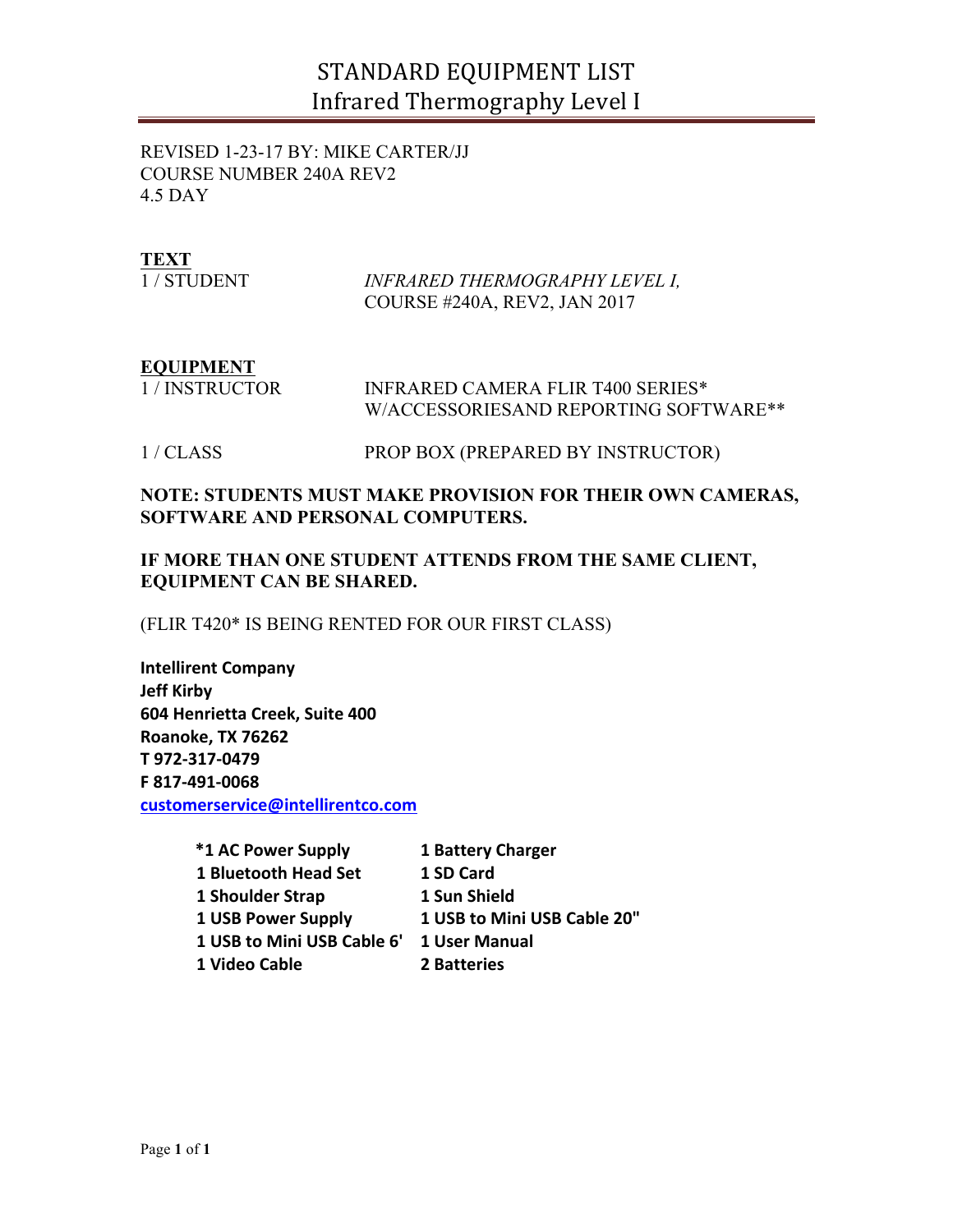# STANDARD EQUIPMENT LIST
## Infrared Thermography Level I

REVISED 1-23-17 BY: MIKE CARTER/JJ
COURSE NUMBER 240A REV2
4.5 DAY

**TEXT**

| | |
|---|---|
| 1 / STUDENT | *INFRARED THERMOGRAPHY LEVEL I,* COURSE #240A, REV2, JAN 2017 |

**EQUIPMENT**

| | |
|---|---|
| 1 / INSTRUCTOR | INFRARED CAMERA FLIR T400 SERIES* W/ACCESSORIESAND REPORTING SOFTWARE** |
| 1 / CLASS | PROP BOX (PREPARED BY INSTRUCTOR) |

**NOTE: STUDENTS MUST MAKE PROVISION FOR THEIR OWN CAMERAS, SOFTWARE AND PERSONAL COMPUTERS.**

**IF MORE THAN ONE STUDENT ATTENDS FROM THE SAME CLIENT, EQUIPMENT CAN BE SHARED.**

(FLIR T420* IS BEING RENTED FOR OUR FIRST CLASS)

**Intellirent Company**
**Jeff Kirby**
**604 Henrietta Creek, Suite 400**
**Roanoke, TX 76262**
**T 972-317-0479**
**F 817-491-0068**
**customerservice@intellirentco.com**

| | |
|---|---|
| **\*1 AC Power Supply** | **1 Battery Charger** |
| **1 Bluetooth Head Set** | **1 SD Card** |
| **1 Shoulder Strap** | **1 Sun Shield** |
| **1 USB Power Supply** | **1 USB to Mini USB Cable 20"** |
| **1 USB to Mini USB Cable 6'** | **1 User Manual** |
| **1 Video Cable** | **2 Batteries** |